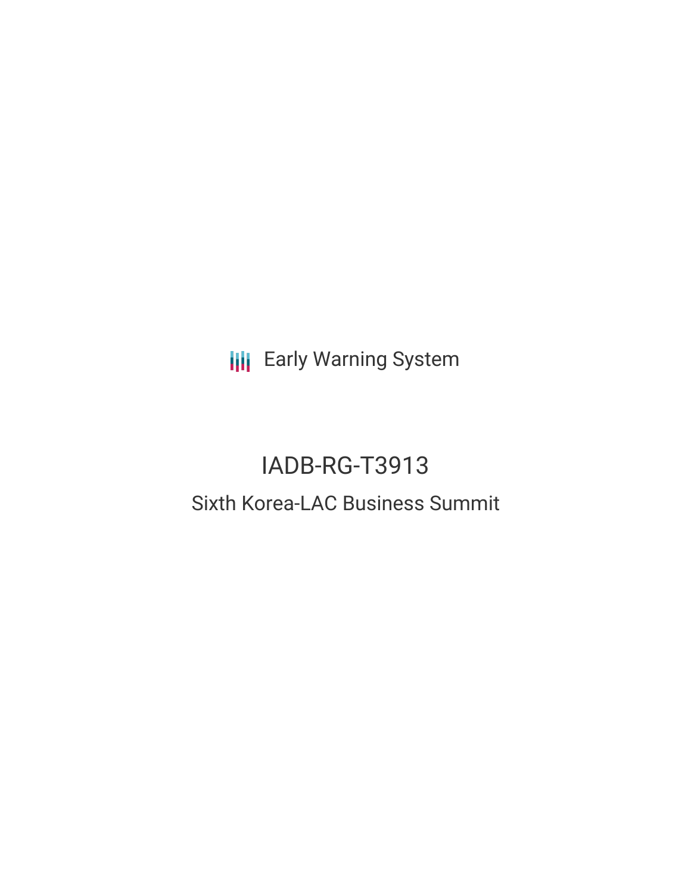Early Warning System

# IADB-RG-T3913

## Sixth Korea-LAC Business Summit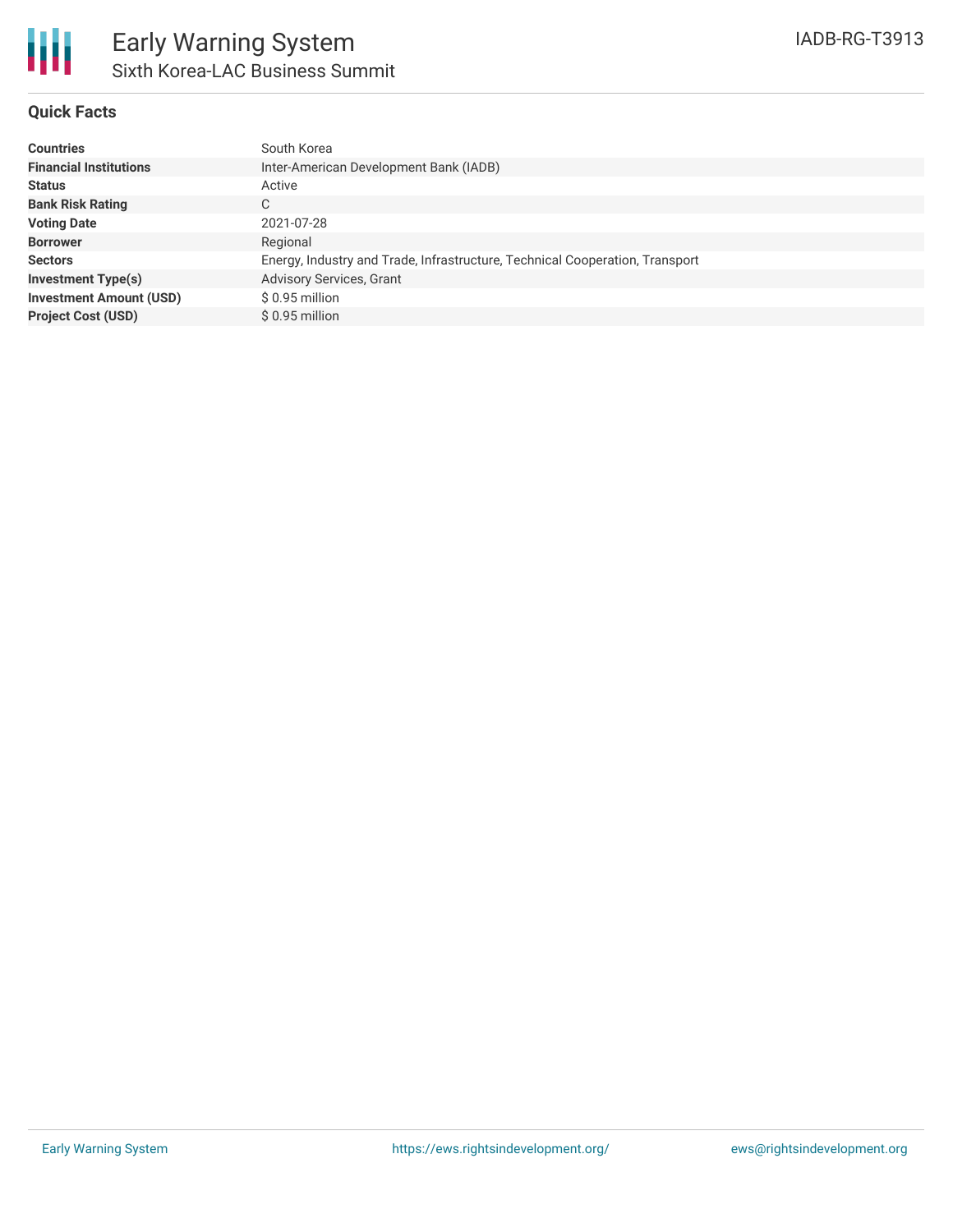# Early Warning System

## Sixth Korea-LAC Business Summit

IADB-RG-T3913

### Quick Facts

| | |
|---|---|
| **Countries** | South Korea |
| **Financial Institutions** | Inter-American Development Bank (IADB) |
| **Status** | Active |
| **Bank Risk Rating** | C |
| **Voting Date** | 2021-07-28 |
| **Borrower** | Regional |
| **Sectors** | Energy, Industry and Trade, Infrastructure, Technical Cooperation, Transport |
| **Investment Type(s)** | Advisory Services, Grant |
| **Investment Amount (USD)** | $ 0.95 million |
| **Project Cost (USD)** | $ 0.95 million |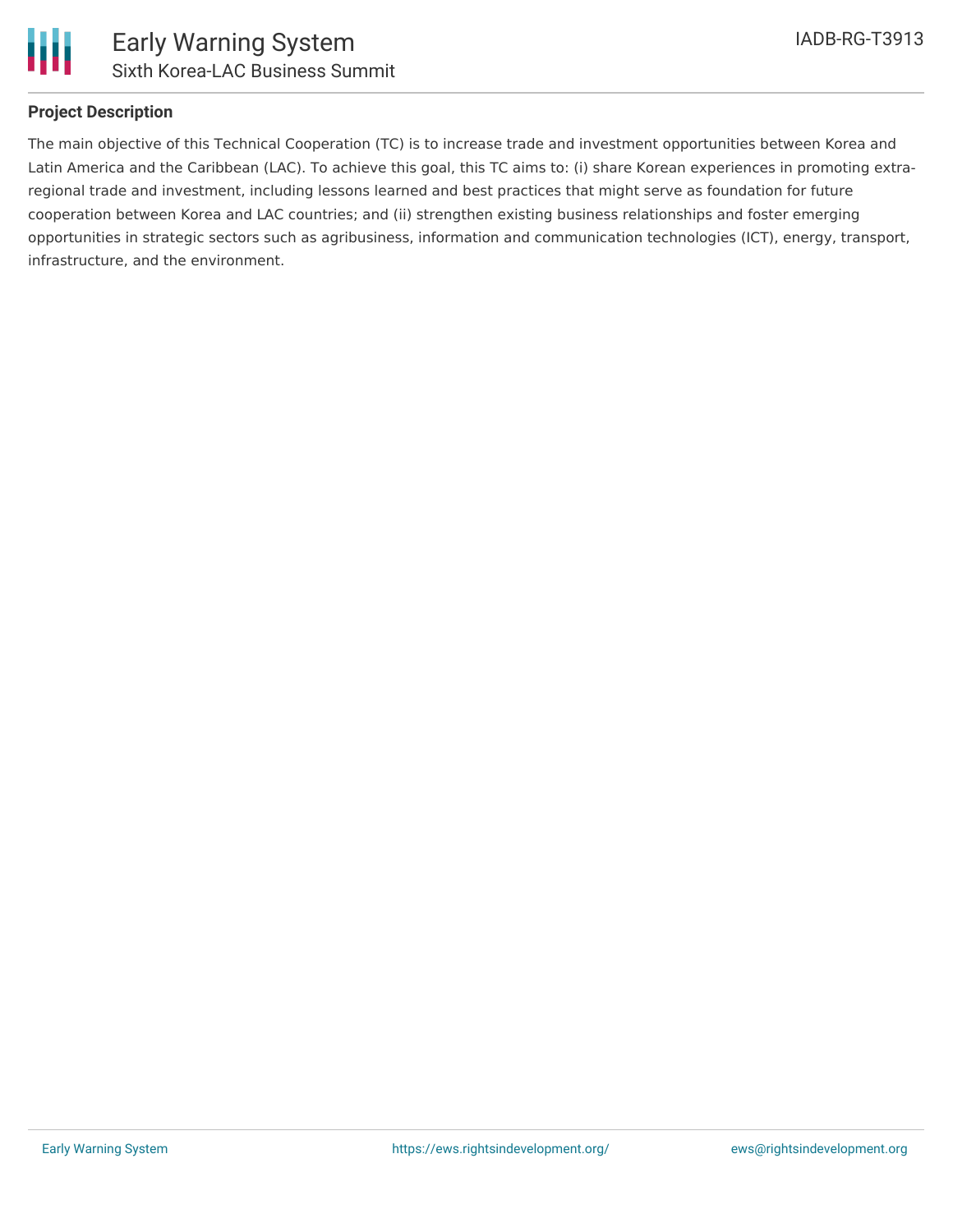## Project Description

The main objective of this Technical Cooperation (TC) is to increase trade and investment opportunities between Korea and Latin America and the Caribbean (LAC). To achieve this goal, this TC aims to: (i) share Korean experiences in promoting extra-regional trade and investment, including lessons learned and best practices that might serve as foundation for future cooperation between Korea and LAC countries; and (ii) strengthen existing business relationships and foster emerging opportunities in strategic sectors such as agribusiness, information and communication technologies (ICT), energy, transport, infrastructure, and the environment.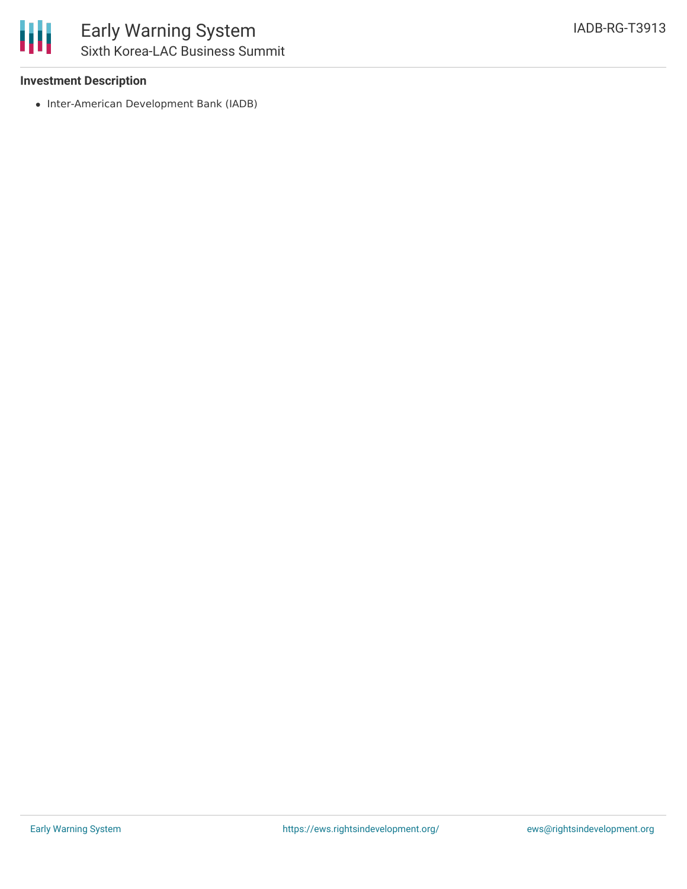**Investment Description**

- Inter-American Development Bank (IADB)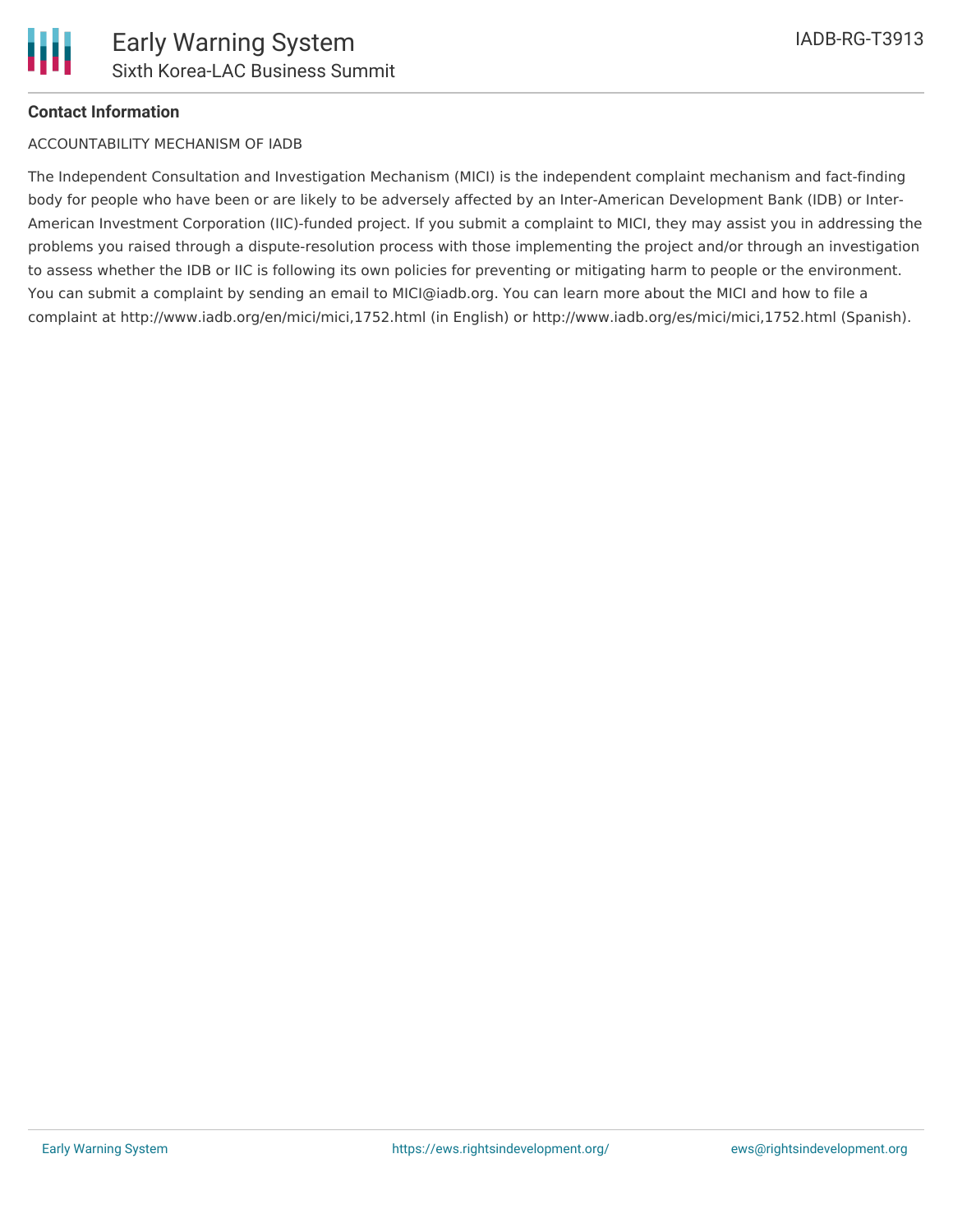**Contact Information**

ACCOUNTABILITY MECHANISM OF IADB

The Independent Consultation and Investigation Mechanism (MICI) is the independent complaint mechanism and fact-finding body for people who have been or are likely to be adversely affected by an Inter-American Development Bank (IDB) or Inter-American Investment Corporation (IIC)-funded project. If you submit a complaint to MICI, they may assist you in addressing the problems you raised through a dispute-resolution process with those implementing the project and/or through an investigation to assess whether the IDB or IIC is following its own policies for preventing or mitigating harm to people or the environment. You can submit a complaint by sending an email to MICI@iadb.org. You can learn more about the MICI and how to file a complaint at http://www.iadb.org/en/mici/mici,1752.html (in English) or http://www.iadb.org/es/mici/mici,1752.html (Spanish).